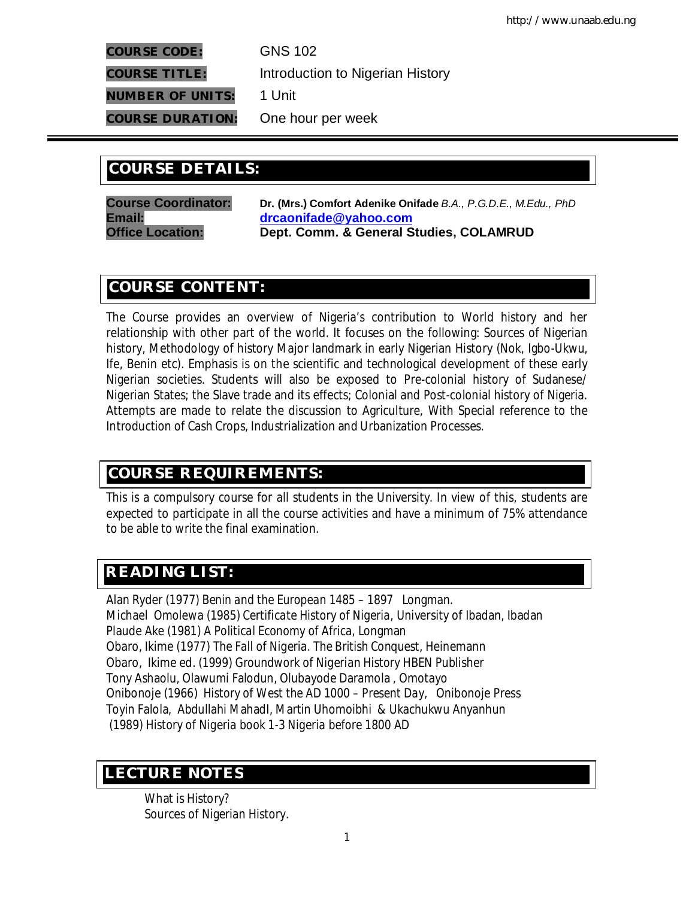**COURSE CODE:** GNS 102

**COURSE TITLE:** Introduction to Nigerian History

**NUMBER OF UNITS:** 1 Unit

**COURSE DURATION:** One hour per week

---

## COURSE DETAILS:

**Course Coordinator:** **Dr. (Mrs.) Comfort Adenike Onifade** *B.A., P.G.D.E., M.Edu., PhD*
**Email:** **drcaonifade@yahoo.com**
**Office Location:** **Dept. Comm. & General Studies, COLAMRUD**

## COURSE CONTENT:

The Course provides an overview of Nigeria's contribution to World history and her relationship with other part of the world. It focuses on the following: Sources of Nigerian history, Methodology of history Major landmark in early Nigerian History (Nok, Igbo-Ukwu, Ife, Benin etc). Emphasis is on the scientific and technological development of these early Nigerian societies. Students will also be exposed to Pre-colonial history of Sudanese/ Nigerian States; the Slave trade and its effects; Colonial and Post-colonial history of Nigeria. Attempts are made to relate the discussion to Agriculture, With Special reference to the Introduction of Cash Crops, Industrialization and Urbanization Processes.

## COURSE REQUIREMENTS:

This is a compulsory course for all students in the University. In view of this, students are expected to participate in all the course activities and have a minimum of 75% attendance to be able to write the final examination.

## READING LIST:

Alan Ryder (1977) Benin and the European 1485 – 1897 Longman.
Michael Omolewa (1985) Certificate History of Nigeria, University of Ibadan, Ibadan
Plaude Ake (1981) A Political Economy of Africa, Longman
Obaro, Ikime (1977) The Fall of Nigeria. The British Conquest, Heinemann
Obaro, Ikime ed. (1999) Groundwork of Nigerian History HBEN Publisher
Tony Ashaolu, Olawumi Falodun, Olubayode Daramola , Omotayo
Onibonoje (1966) History of West the AD 1000 – Present Day, Onibonoje Press
Toyin Falola, Abdullahi MahadI, Martin Uhomoibhi & Ukachukwu Anyanhun
(1989) History of Nigeria book 1-3 Nigeria before 1800 AD

## LECTURE NOTES

What is History?
Sources of Nigerian History.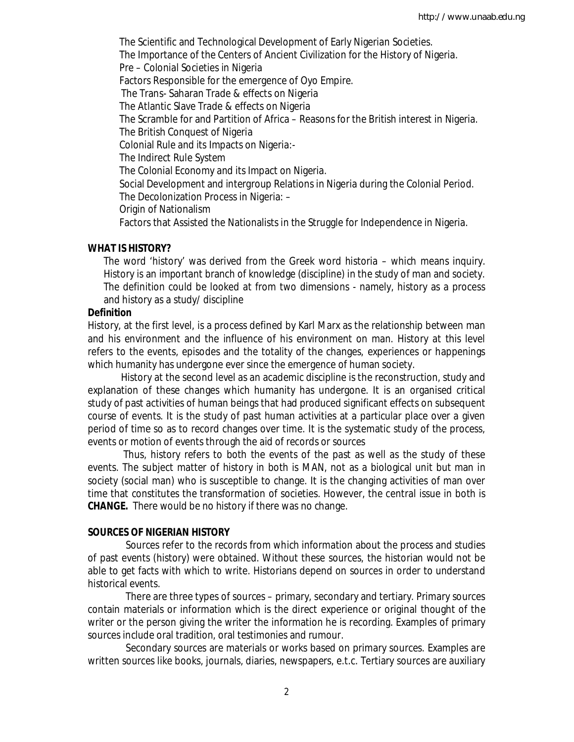The Scientific and Technological Development of Early Nigerian Societies.
The Importance of the Centers of Ancient Civilization for the History of Nigeria.
Pre – Colonial Societies in Nigeria
Factors Responsible for the emergence of Oyo Empire.
The Trans- Saharan Trade & effects on Nigeria
The Atlantic Slave Trade & effects on Nigeria
The Scramble for and Partition of Africa – Reasons for the British interest in Nigeria.
The British Conquest of Nigeria
Colonial Rule and its Impacts on Nigeria:-
The Indirect Rule System
The Colonial Economy and its Impact on Nigeria.
Social Development and intergroup Relations in Nigeria during the Colonial Period.
The Decolonization Process in Nigeria: –
Origin of Nationalism
Factors that Assisted the Nationalists in the Struggle for Independence in Nigeria.

**WHAT IS HISTORY?**

The word 'history' was derived from the Greek word historia – which means inquiry. History is an important branch of knowledge (discipline) in the study of man and society. The definition could be looked at from two dimensions - namely, history as a process and history as a study/ discipline

**Definition**

History, at the first level, is a process defined by Karl Marx as the relationship between man and his environment and the influence of his environment on man. History at this level refers to the events, episodes and the totality of the changes, experiences or happenings which humanity has undergone ever since the emergence of human society.

History at the second level as an academic discipline is the reconstruction, study and explanation of these changes which humanity has undergone. It is an organised critical study of past activities of human beings that had produced significant effects on subsequent course of events. It is the study of past human activities at a particular place over a given period of time so as to record changes over time. It is the systematic study of the process, events or motion of events through the aid of records or sources

Thus, history refers to both the events of the past as well as the study of these events. The subject matter of history in both is MAN, not as a biological unit but man in society (social man) who is susceptible to change. It is the changing activities of man over time that constitutes the transformation of societies. However, the central issue in both is **CHANGE.** There would be no history if there was no change.

**SOURCES OF NIGERIAN HISTORY**

Sources refer to the records from which information about the process and studies of past events (history) were obtained. Without these sources, the historian would not be able to get facts with which to write. Historians depend on sources in order to understand historical events.

There are three types of sources – primary, secondary and tertiary. Primary sources contain materials or information which is the direct experience or original thought of the writer or the person giving the writer the information he is recording. Examples of primary sources include oral tradition, oral testimonies and rumour.

Secondary sources are materials or works based on primary sources. Examples are written sources like books, journals, diaries, newspapers, e.t.c. Tertiary sources are auxiliary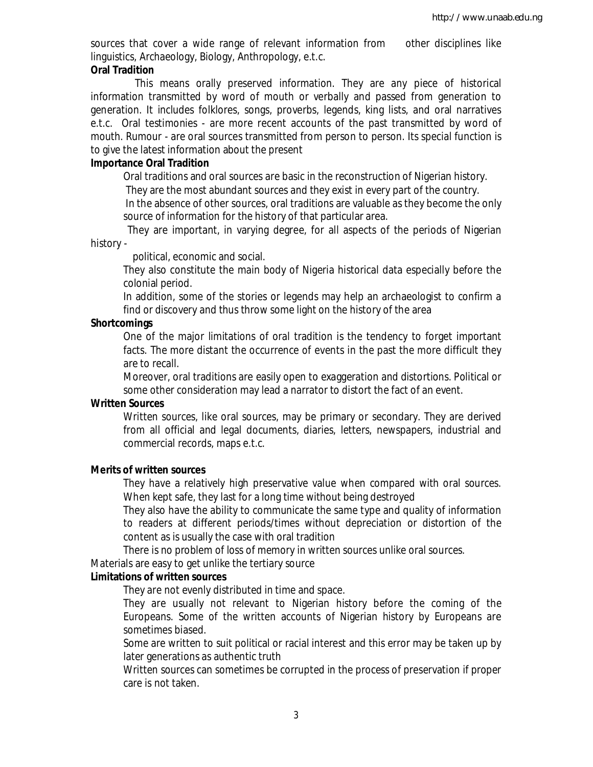sources that cover a wide range of relevant information from other disciplines like linguistics, Archaeology, Biology, Anthropology, e.t.c.

**Oral Tradition**

This means orally preserved information. They are any piece of historical information transmitted by word of mouth or verbally and passed from generation to generation. It includes folklores, songs, proverbs, legends, king lists, and oral narratives e.t.c. Oral testimonies - are more recent accounts of the past transmitted by word of mouth. Rumour - are oral sources transmitted from person to person. Its special function is to give the latest information about the present

**Importance Oral Tradition**

Oral traditions and oral sources are basic in the reconstruction of Nigerian history.

They are the most abundant sources and they exist in every part of the country.

In the absence of other sources, oral traditions are valuable as they become the only source of information for the history of that particular area.

They are important, in varying degree, for all aspects of the periods of Nigerian history - political, economic and social.

They also constitute the main body of Nigeria historical data especially before the colonial period.

In addition, some of the stories or legends may help an archaeologist to confirm a find or discovery and thus throw some light on the history of the area

**Shortcomings**

One of the major limitations of oral tradition is the tendency to forget important facts. The more distant the occurrence of events in the past the more difficult they are to recall.

Moreover, oral traditions are easily open to exaggeration and distortions. Political or some other consideration may lead a narrator to distort the fact of an event.

**Written Sources**

Written sources, like oral sources, may be primary or secondary. They are derived from all official and legal documents, diaries, letters, newspapers, industrial and commercial records, maps e.t.c.

**Merits of written sources**

They have a relatively high preservative value when compared with oral sources. When kept safe, they last for a long time without being destroyed

They also have the ability to communicate the same type and quality of information to readers at different periods/times without depreciation or distortion of the content as is usually the case with oral tradition

There is no problem of loss of memory in written sources unlike oral sources.

Materials are easy to get unlike the tertiary source

**Limitations of written sources**

They are not evenly distributed in time and space.

They are usually not relevant to Nigerian history before the coming of the Europeans. Some of the written accounts of Nigerian history by Europeans are sometimes biased.

Some are written to suit political or racial interest and this error may be taken up by later generations as authentic truth

Written sources can sometimes be corrupted in the process of preservation if proper care is not taken.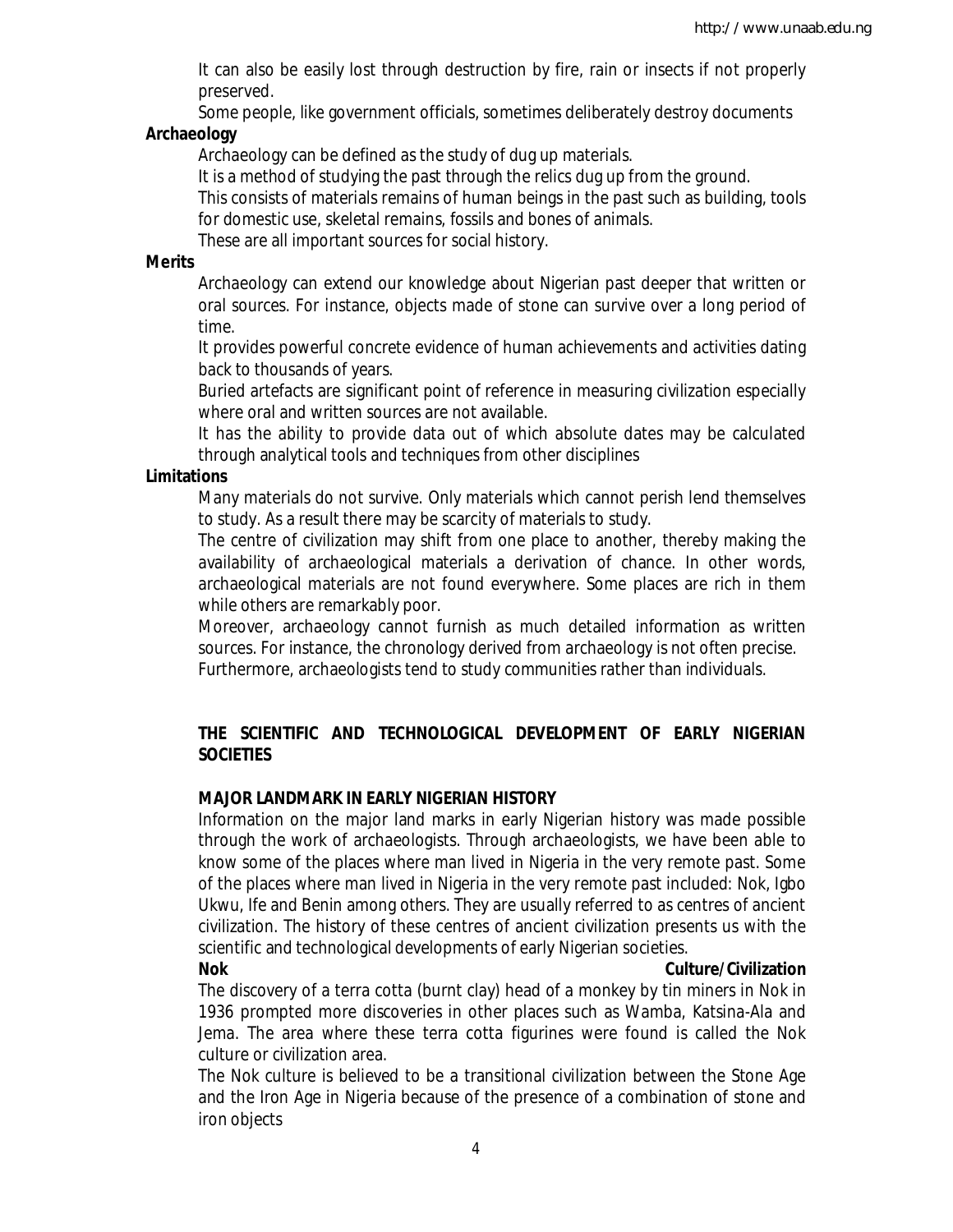It can also be easily lost through destruction by fire, rain or insects if not properly preserved.

Some people, like government officials, sometimes deliberately destroy documents

**Archaeology**

Archaeology can be defined as the study of dug up materials.

It is a method of studying the past through the relics dug up from the ground.

This consists of materials remains of human beings in the past such as building, tools for domestic use, skeletal remains, fossils and bones of animals.

These are all important sources for social history.

**Merits**

Archaeology can extend our knowledge about Nigerian past deeper that written or oral sources. For instance, objects made of stone can survive over a long period of time.

It provides powerful concrete evidence of human achievements and activities dating back to thousands of years.

Buried artefacts are significant point of reference in measuring civilization especially where oral and written sources are not available.

It has the ability to provide data out of which absolute dates may be calculated through analytical tools and techniques from other disciplines

**Limitations**

Many materials do not survive. Only materials which cannot perish lend themselves to study. As a result there may be scarcity of materials to study.

The centre of civilization may shift from one place to another, thereby making the availability of archaeological materials a derivation of chance. In other words, archaeological materials are not found everywhere. Some places are rich in them while others are remarkably poor.

Moreover, archaeology cannot furnish as much detailed information as written sources. For instance, the chronology derived from archaeology is not often precise.

Furthermore, archaeologists tend to study communities rather than individuals.

## THE SCIENTIFIC AND TECHNOLOGICAL DEVELOPMENT OF EARLY NIGERIAN SOCIETIES

### MAJOR LANDMARK IN EARLY NIGERIAN HISTORY

Information on the major land marks in early Nigerian history was made possible through the work of archaeologists. Through archaeologists, we have been able to know some of the places where man lived in Nigeria in the very remote past. Some of the places where man lived in Nigeria in the very remote past included: Nok, Igbo Ukwu, Ife and Benin among others. They are usually referred to as centres of ancient civilization. The history of these centres of ancient civilization presents us with the scientific and technological developments of early Nigerian societies.

**Nok Culture/Civilization**

The discovery of a terra cotta (burnt clay) head of a monkey by tin miners in Nok in 1936 prompted more discoveries in other places such as Wamba, Katsina-Ala and Jema. The area where these terra cotta figurines were found is called the Nok culture or civilization area.

The Nok culture is believed to be a transitional civilization between the Stone Age and the Iron Age in Nigeria because of the presence of a combination of stone and iron objects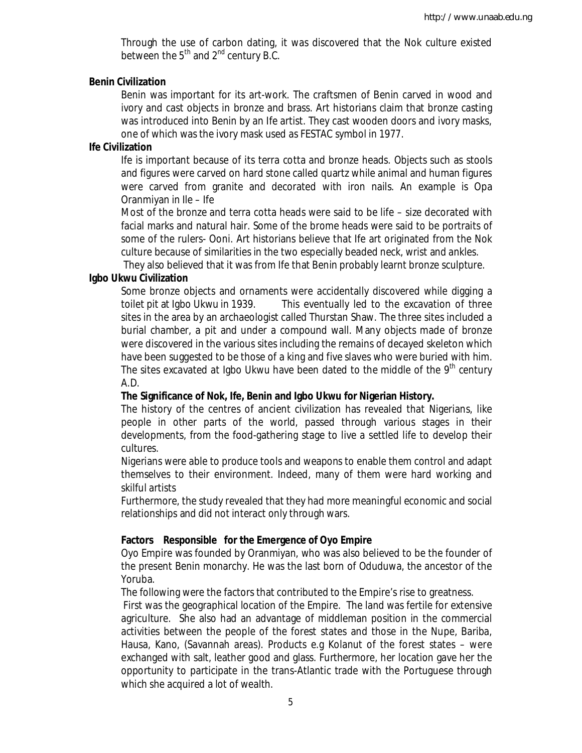Through the use of carbon dating, it was discovered that the Nok culture existed between the 5th and 2nd century B.C.

**Benin Civilization**

Benin was important for its art-work. The craftsmen of Benin carved in wood and ivory and cast objects in bronze and brass. Art historians claim that bronze casting was introduced into Benin by an Ife artist. They cast wooden doors and ivory masks, one of which was the ivory mask used as FESTAC symbol in 1977.

**Ife Civilization**

Ife is important because of its terra cotta and bronze heads. Objects such as stools and figures were carved on hard stone called quartz while animal and human figures were carved from granite and decorated with iron nails. An example is Opa Oranmiyan in Ile – Ife

Most of the bronze and terra cotta heads were said to be life – size decorated with facial marks and natural hair. Some of the brome heads were said to be portraits of some of the rulers- Ooni. Art historians believe that Ife art originated from the Nok culture because of similarities in the two especially beaded neck, wrist and ankles.

They also believed that it was from Ife that Benin probably learnt bronze sculpture.

**Igbo Ukwu Civilization**

Some bronze objects and ornaments were accidentally discovered while digging a toilet pit at Igbo Ukwu in 1939. This eventually led to the excavation of three sites in the area by an archaeologist called Thurstan Shaw. The three sites included a burial chamber, a pit and under a compound wall. Many objects made of bronze were discovered in the various sites including the remains of decayed skeleton which have been suggested to be those of a king and five slaves who were buried with him. The sites excavated at Igbo Ukwu have been dated to the middle of the 9th century A.D.

**The Significance of Nok, Ife, Benin and Igbo Ukwu for Nigerian History.**

The history of the centres of ancient civilization has revealed that Nigerians, like people in other parts of the world, passed through various stages in their developments, from the food-gathering stage to live a settled life to develop their cultures.

Nigerians were able to produce tools and weapons to enable them control and adapt themselves to their environment. Indeed, many of them were hard working and skilful artists

Furthermore, the study revealed that they had more meaningful economic and social relationships and did not interact only through wars.

**Factors Responsible for the Emergence of Oyo Empire**

Oyo Empire was founded by Oranmiyan, who was also believed to be the founder of the present Benin monarchy. He was the last born of Oduduwa, the ancestor of the Yoruba.

The following were the factors that contributed to the Empire's rise to greatness.

First was the geographical location of the Empire. The land was fertile for extensive agriculture. She also had an advantage of middleman position in the commercial activities between the people of the forest states and those in the Nupe, Bariba, Hausa, Kano, (Savannah areas). Products e.g Kolanut of the forest states – were exchanged with salt, leather good and glass. Furthermore, her location gave her the opportunity to participate in the trans-Atlantic trade with the Portuguese through which she acquired a lot of wealth.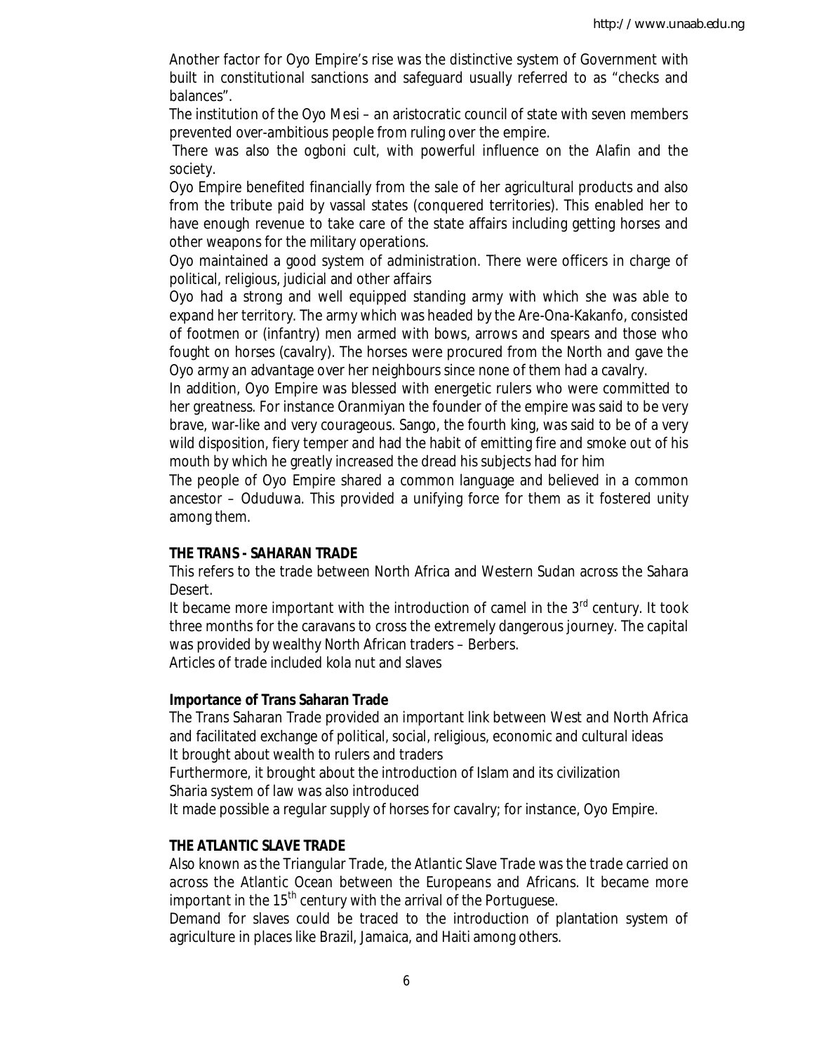Another factor for Oyo Empire's rise was the distinctive system of Government with built in constitutional sanctions and safeguard usually referred to as "checks and balances".

The institution of the Oyo Mesi – an aristocratic council of state with seven members prevented over-ambitious people from ruling over the empire.

There was also the ogboni cult, with powerful influence on the Alafin and the society.

Oyo Empire benefited financially from the sale of her agricultural products and also from the tribute paid by vassal states (conquered territories). This enabled her to have enough revenue to take care of the state affairs including getting horses and other weapons for the military operations.

Oyo maintained a good system of administration. There were officers in charge of political, religious, judicial and other affairs

Oyo had a strong and well equipped standing army with which she was able to expand her territory. The army which was headed by the Are-Ona-Kakanfo, consisted of footmen or (infantry) men armed with bows, arrows and spears and those who fought on horses (cavalry). The horses were procured from the North and gave the Oyo army an advantage over her neighbours since none of them had a cavalry.

In addition, Oyo Empire was blessed with energetic rulers who were committed to her greatness. For instance Oranmiyan the founder of the empire was said to be very brave, war-like and very courageous. Sango, the fourth king, was said to be of a very wild disposition, fiery temper and had the habit of emitting fire and smoke out of his mouth by which he greatly increased the dread his subjects had for him

The people of Oyo Empire shared a common language and believed in a common ancestor – Oduduwa. This provided a unifying force for them as it fostered unity among them.

**THE TRANS - SAHARAN TRADE**

This refers to the trade between North Africa and Western Sudan across the Sahara Desert.

It became more important with the introduction of camel in the 3rd century. It took three months for the caravans to cross the extremely dangerous journey. The capital was provided by wealthy North African traders – Berbers.

Articles of trade included kola nut and slaves

**Importance of Trans Saharan Trade**

The Trans Saharan Trade provided an important link between West and North Africa and facilitated exchange of political, social, religious, economic and cultural ideas

It brought about wealth to rulers and traders

Furthermore, it brought about the introduction of Islam and its civilization

Sharia system of law was also introduced

It made possible a regular supply of horses for cavalry; for instance, Oyo Empire.

**THE ATLANTIC SLAVE TRADE**

Also known as the Triangular Trade, the Atlantic Slave Trade was the trade carried on across the Atlantic Ocean between the Europeans and Africans. It became more important in the 15th century with the arrival of the Portuguese.

Demand for slaves could be traced to the introduction of plantation system of agriculture in places like Brazil, Jamaica, and Haiti among others.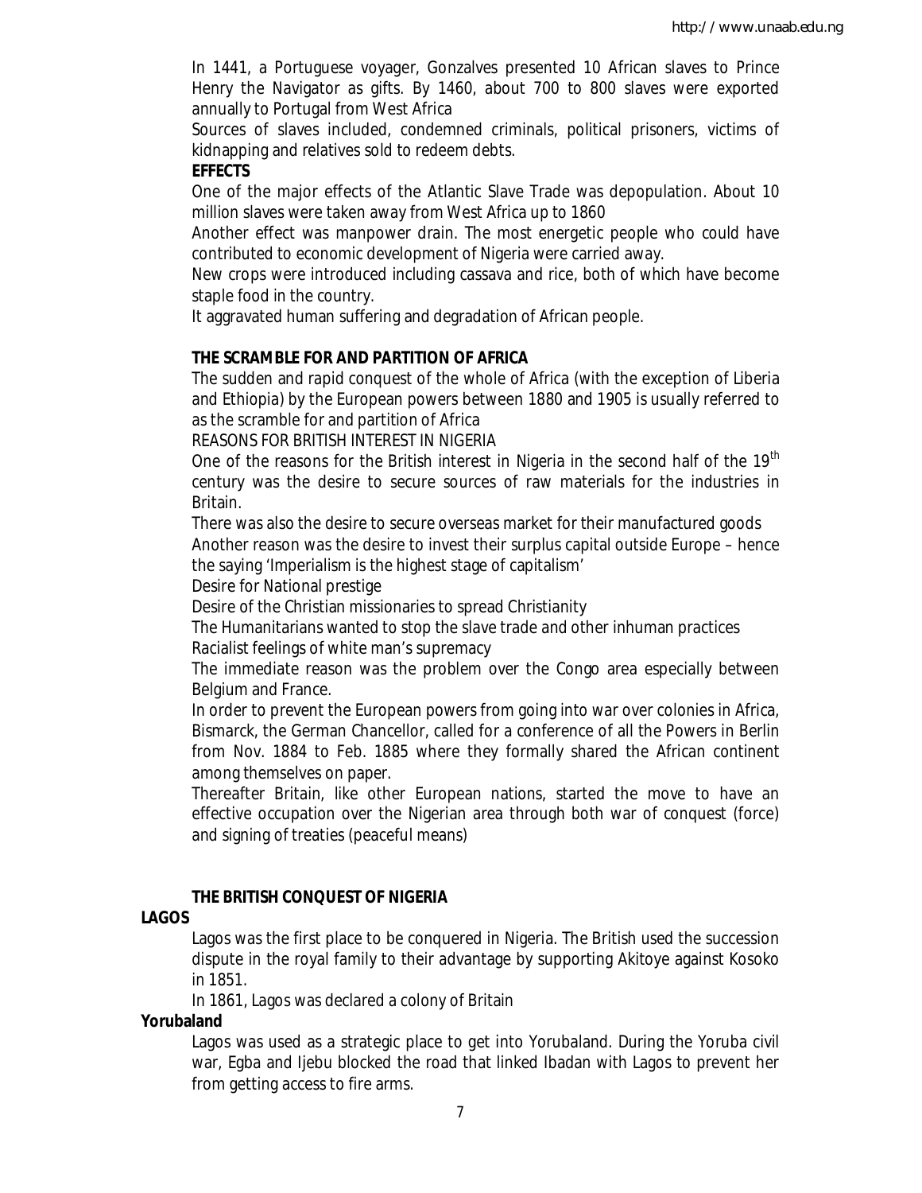In 1441, a Portuguese voyager, Gonzalves presented 10 African slaves to Prince Henry the Navigator as gifts. By 1460, about 700 to 800 slaves were exported annually to Portugal from West Africa

Sources of slaves included, condemned criminals, political prisoners, victims of kidnapping and relatives sold to redeem debts.

**EFFECTS**

One of the major effects of the Atlantic Slave Trade was depopulation. About 10 million slaves were taken away from West Africa up to 1860

Another effect was manpower drain. The most energetic people who could have contributed to economic development of Nigeria were carried away.

New crops were introduced including cassava and rice, both of which have become staple food in the country.

It aggravated human suffering and degradation of African people.

**THE SCRAMBLE FOR AND PARTITION OF AFRICA**

The sudden and rapid conquest of the whole of Africa (with the exception of Liberia and Ethiopia) by the European powers between 1880 and 1905 is usually referred to as the scramble for and partition of Africa

REASONS FOR BRITISH INTEREST IN NIGERIA

One of the reasons for the British interest in Nigeria in the second half of the 19th century was the desire to secure sources of raw materials for the industries in Britain.

There was also the desire to secure overseas market for their manufactured goods

Another reason was the desire to invest their surplus capital outside Europe – hence the saying 'Imperialism is the highest stage of capitalism'

Desire for National prestige

Desire of the Christian missionaries to spread Christianity

The Humanitarians wanted to stop the slave trade and other inhuman practices

Racialist feelings of white man's supremacy

The immediate reason was the problem over the Congo area especially between Belgium and France.

In order to prevent the European powers from going into war over colonies in Africa, Bismarck, the German Chancellor, called for a conference of all the Powers in Berlin from Nov. 1884 to Feb. 1885 where they formally shared the African continent among themselves on paper.

Thereafter Britain, like other European nations, started the move to have an effective occupation over the Nigerian area through both war of conquest (force) and signing of treaties (peaceful means)

**THE BRITISH CONQUEST OF NIGERIA**

**LAGOS**

Lagos was the first place to be conquered in Nigeria. The British used the succession dispute in the royal family to their advantage by supporting Akitoye against Kosoko in 1851.

In 1861, Lagos was declared a colony of Britain

**Yorubaland**

Lagos was used as a strategic place to get into Yorubaland. During the Yoruba civil war, Egba and Ijebu blocked the road that linked Ibadan with Lagos to prevent her from getting access to fire arms.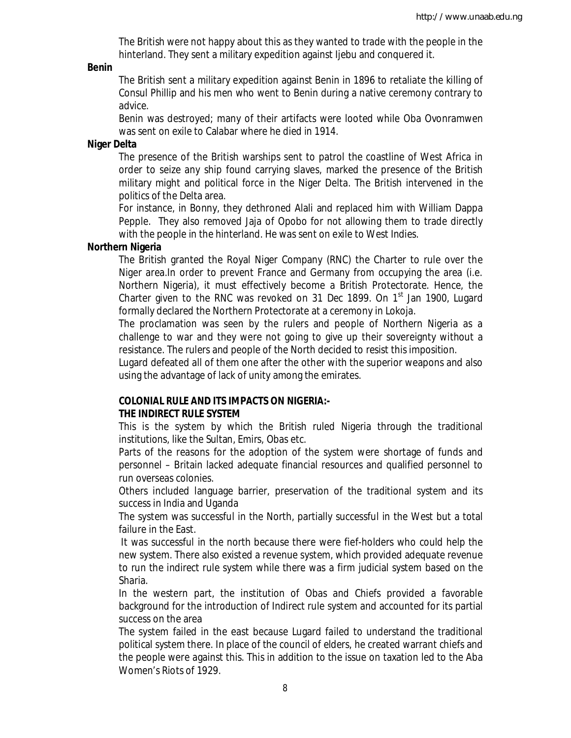The British were not happy about this as they wanted to trade with the people in the hinterland. They sent a military expedition against Ijebu and conquered it.

**Benin**

The British sent a military expedition against Benin in 1896 to retaliate the killing of Consul Phillip and his men who went to Benin during a native ceremony contrary to advice.

Benin was destroyed; many of their artifacts were looted while Oba Ovonramwen was sent on exile to Calabar where he died in 1914.

**Niger Delta**

The presence of the British warships sent to patrol the coastline of West Africa in order to seize any ship found carrying slaves, marked the presence of the British military might and political force in the Niger Delta. The British intervened in the politics of the Delta area.

For instance, in Bonny, they dethroned Alali and replaced him with William Dappa Pepple. They also removed Jaja of Opobo for not allowing them to trade directly with the people in the hinterland. He was sent on exile to West Indies.

**Northern Nigeria**

The British granted the Royal Niger Company (RNC) the Charter to rule over the Niger area.In order to prevent France and Germany from occupying the area (i.e. Northern Nigeria), it must effectively become a British Protectorate. Hence, the Charter given to the RNC was revoked on 31 Dec 1899. On 1st Jan 1900, Lugard formally declared the Northern Protectorate at a ceremony in Lokoja.

The proclamation was seen by the rulers and people of Northern Nigeria as a challenge to war and they were not going to give up their sovereignty without a resistance. The rulers and people of the North decided to resist this imposition.

Lugard defeated all of them one after the other with the superior weapons and also using the advantage of lack of unity among the emirates.

**COLONIAL RULE AND ITS IMPACTS ON NIGERIA:-**

**THE INDIRECT RULE SYSTEM**

This is the system by which the British ruled Nigeria through the traditional institutions, like the Sultan, Emirs, Obas etc.

Parts of the reasons for the adoption of the system were shortage of funds and personnel – Britain lacked adequate financial resources and qualified personnel to run overseas colonies.

Others included language barrier, preservation of the traditional system and its success in India and Uganda

The system was successful in the North, partially successful in the West but a total failure in the East.

It was successful in the north because there were fief-holders who could help the new system. There also existed a revenue system, which provided adequate revenue to run the indirect rule system while there was a firm judicial system based on the Sharia.

In the western part, the institution of Obas and Chiefs provided a favorable background for the introduction of Indirect rule system and accounted for its partial success on the area

The system failed in the east because Lugard failed to understand the traditional political system there. In place of the council of elders, he created warrant chiefs and the people were against this. This in addition to the issue on taxation led to the Aba Women's Riots of 1929.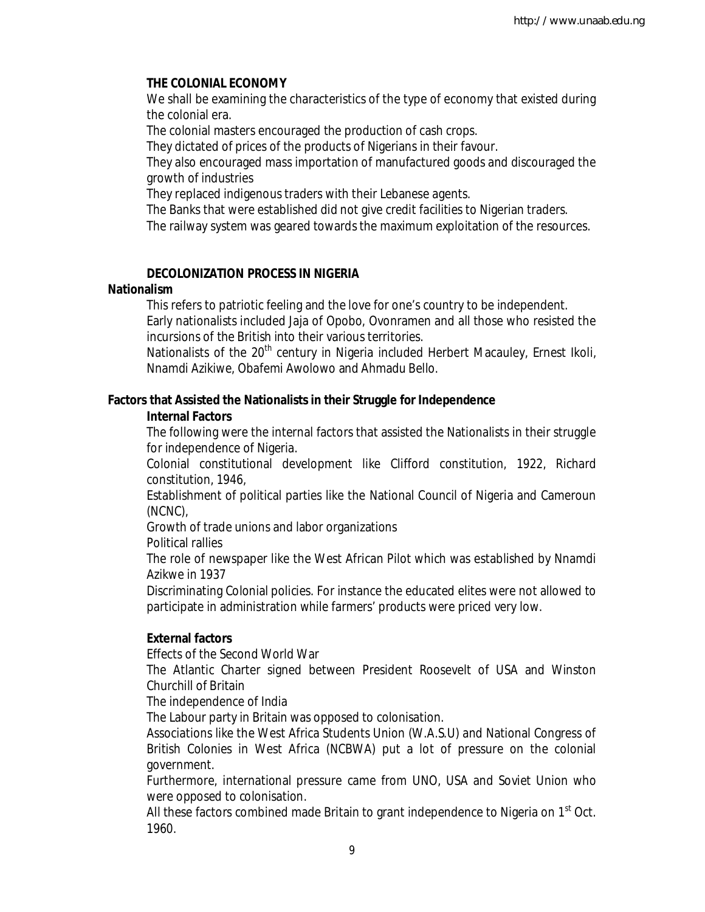**THE COLONIAL ECONOMY**

We shall be examining the characteristics of the type of economy that existed during the colonial era.

The colonial masters encouraged the production of cash crops.

They dictated of prices of the products of Nigerians in their favour.

They also encouraged mass importation of manufactured goods and discouraged the growth of industries

They replaced indigenous traders with their Lebanese agents.

The Banks that were established did not give credit facilities to Nigerian traders.

The railway system was geared towards the maximum exploitation of the resources.

**DECOLONIZATION PROCESS IN NIGERIA**

**Nationalism**

This refers to patriotic feeling and the love for one's country to be independent.

Early nationalists included Jaja of Opobo, Ovonramen and all those who resisted the incursions of the British into their various territories.

Nationalists of the 20th century in Nigeria included Herbert Macauley, Ernest Ikoli, Nnamdi Azikiwe, Obafemi Awolowo and Ahmadu Bello.

**Factors that Assisted the Nationalists in their Struggle for Independence**

**Internal Factors**

The following were the internal factors that assisted the Nationalists in their struggle for independence of Nigeria.

Colonial constitutional development like Clifford constitution, 1922, Richard constitution, 1946,

Establishment of political parties like the National Council of Nigeria and Cameroun (NCNC),

Growth of trade unions and labor organizations

Political rallies

The role of newspaper like the West African Pilot which was established by Nnamdi Azikwe in 1937

Discriminating Colonial policies. For instance the educated elites were not allowed to participate in administration while farmers' products were priced very low.

**External factors**

Effects of the Second World War

The Atlantic Charter signed between President Roosevelt of USA and Winston Churchill of Britain

The independence of India

The Labour party in Britain was opposed to colonisation.

Associations like the West Africa Students Union (W.A.S.U) and National Congress of British Colonies in West Africa (NCBWA) put a lot of pressure on the colonial government.

Furthermore, international pressure came from UNO, USA and Soviet Union who were opposed to colonisation.

All these factors combined made Britain to grant independence to Nigeria on 1st Oct. 1960.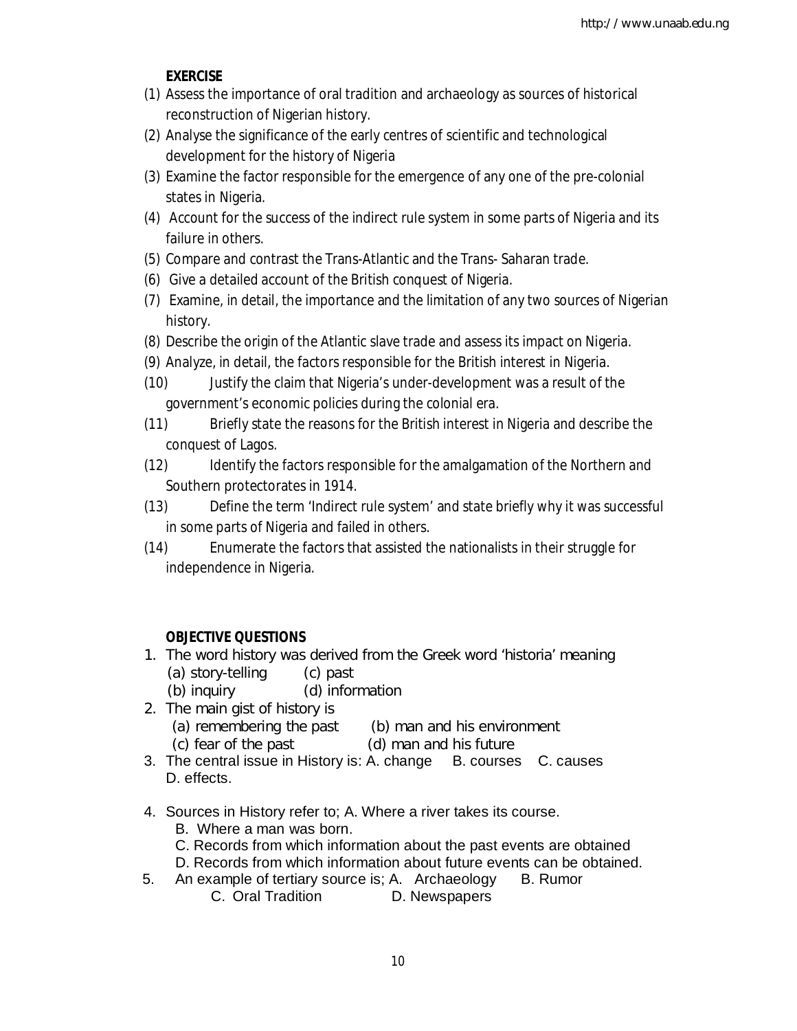**EXERCISE**

(1) Assess the importance of oral tradition and archaeology as sources of historical reconstruction of Nigerian history.
(2) Analyse the significance of the early centres of scientific and technological development for the history of Nigeria
(3) Examine the factor responsible for the emergence of any one of the pre-colonial states in Nigeria.
(4) Account for the success of the indirect rule system in some parts of Nigeria and its failure in others.
(5) Compare and contrast the Trans-Atlantic and the Trans- Saharan trade.
(6) Give a detailed account of the British conquest of Nigeria.
(7) Examine, in detail, the importance and the limitation of any two sources of Nigerian history.
(8) Describe the origin of the Atlantic slave trade and assess its impact on Nigeria.
(9) Analyze, in detail, the factors responsible for the British interest in Nigeria.
(10) Justify the claim that Nigeria's under-development was a result of the government's economic policies during the colonial era.
(11) Briefly state the reasons for the British interest in Nigeria and describe the conquest of Lagos.
(12) Identify the factors responsible for the amalgamation of the Northern and Southern protectorates in 1914.
(13) Define the term 'Indirect rule system' and state briefly why it was successful in some parts of Nigeria and failed in others.
(14) Enumerate the factors that assisted the nationalists in their struggle for independence in Nigeria.

**OBJECTIVE QUESTIONS**

1. The word history was derived from the Greek word 'historia' meaning
   (a) story-telling (c) past
   (b) inquiry (d) information
2. The main gist of history is
   (a) remembering the past (b) man and his environment
   (c) fear of the past (d) man and his future
3. The central issue in History is: A. change B. courses C. causes D. effects.
4. Sources in History refer to; A. Where a river takes its course.
   B. Where a man was born.
   C. Records from which information about the past events are obtained
   D. Records from which information about future events can be obtained.
5. An example of tertiary source is; A. Archaeology B. Rumor
   C. Oral Tradition D. Newspapers